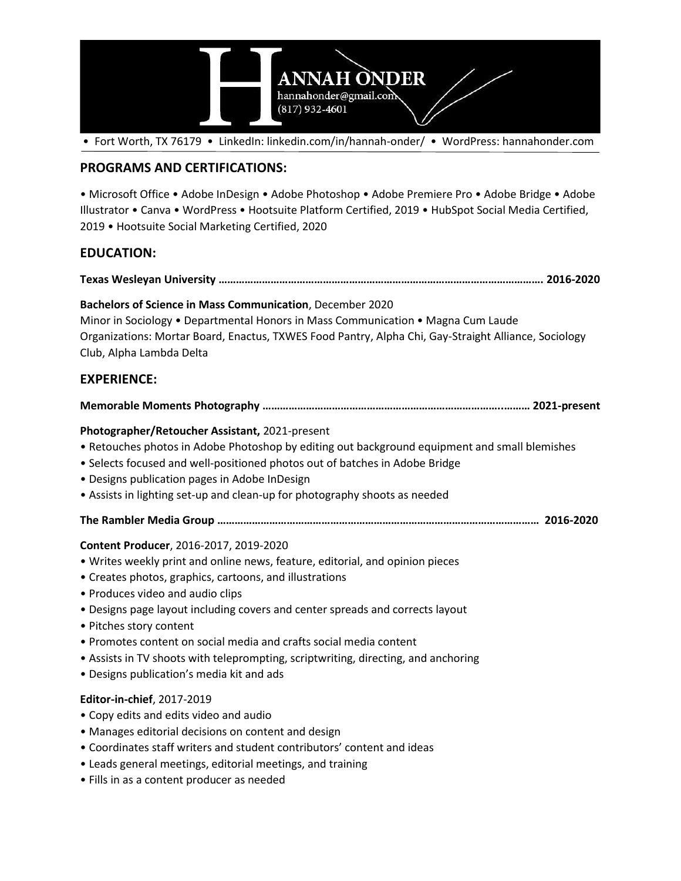# HANNAH ONDER

hannahonder@gmail.com
(817) 932-4601

• Fort Worth, TX 76179 • LinkedIn: linkedin.com/in/hannah-onder/ • WordPress: hannahonder.com

## PROGRAMS AND CERTIFICATIONS:

• Microsoft Office • Adobe InDesign • Adobe Photoshop • Adobe Premiere Pro • Adobe Bridge • Adobe Illustrator • Canva • WordPress • Hootsuite Platform Certified, 2019 • HubSpot Social Media Certified, 2019 • Hootsuite Social Marketing Certified, 2020

## EDUCATION:

**Texas Wesleyan University ………………………………………………………………………………………………. 2016-2020**

**Bachelors of Science in Mass Communication**, December 2020
Minor in Sociology • Departmental Honors in Mass Communication • Magna Cum Laude
Organizations: Mortar Board, Enactus, TXWES Food Pantry, Alpha Chi, Gay-Straight Alliance, Sociology Club, Alpha Lambda Delta

## EXPERIENCE:

**Memorable Moments Photography ……………………………………………………………………………… 2021-present**

**Photographer/Retoucher Assistant,** 2021-present

- Retouches photos in Adobe Photoshop by editing out background equipment and small blemishes
- Selects focused and well-positioned photos out of batches in Adobe Bridge
- Designs publication pages in Adobe InDesign
- Assists in lighting set-up and clean-up for photography shoots as needed

**The Rambler Media Group ……………………………………………………………………………………………… 2016-2020**

**Content Producer**, 2016-2017, 2019-2020

- Writes weekly print and online news, feature, editorial, and opinion pieces
- Creates photos, graphics, cartoons, and illustrations
- Produces video and audio clips
- Designs page layout including covers and center spreads and corrects layout
- Pitches story content
- Promotes content on social media and crafts social media content
- Assists in TV shoots with teleprompting, scriptwriting, directing, and anchoring
- Designs publication's media kit and ads

**Editor-in-chief**, 2017-2019

- Copy edits and edits video and audio
- Manages editorial decisions on content and design
- Coordinates staff writers and student contributors' content and ideas
- Leads general meetings, editorial meetings, and training
- Fills in as a content producer as needed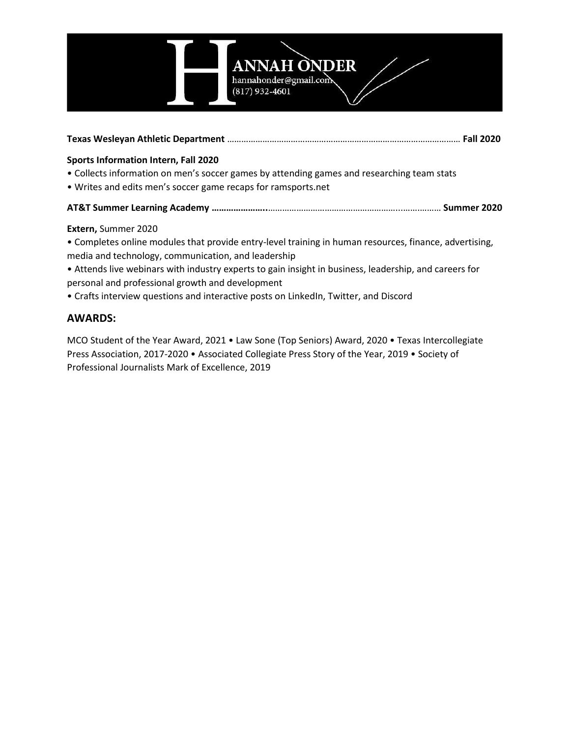# HANNAH ONDER

hannahonder@gmail.com
(817) 932-4601

**Texas Wesleyan Athletic Department** ………………………………………………………………………………………. **Fall 2020**

**Sports Information Intern, Fall 2020**

- Collects information on men's soccer games by attending games and researching team stats
- Writes and edits men's soccer game recaps for ramsports.net

**AT&T Summer Learning Academy …………………..**……………………………………………….....……….…… **Summer 2020**

**Extern,** Summer 2020

- Completes online modules that provide entry-level training in human resources, finance, advertising, media and technology, communication, and leadership
- Attends live webinars with industry experts to gain insight in business, leadership, and careers for personal and professional growth and development
- Crafts interview questions and interactive posts on LinkedIn, Twitter, and Discord

## AWARDS:

MCO Student of the Year Award, 2021 • Law Sone (Top Seniors) Award, 2020 • Texas Intercollegiate Press Association, 2017-2020 • Associated Collegiate Press Story of the Year, 2019 • Society of Professional Journalists Mark of Excellence, 2019